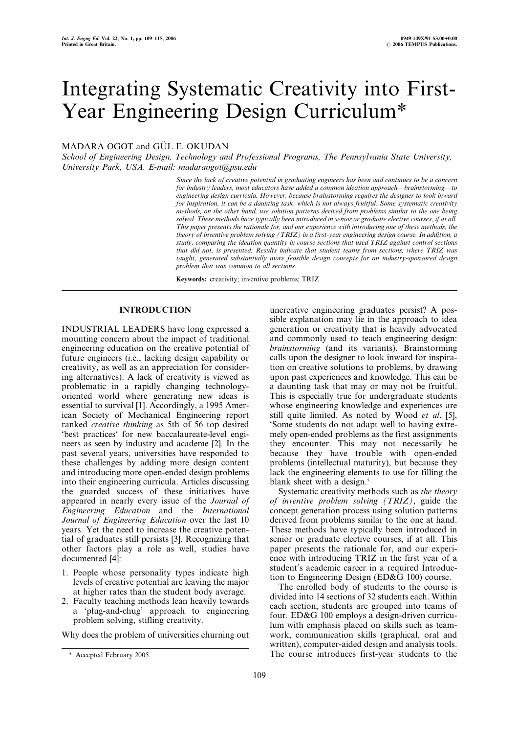# Integrating Systematic Creativity into First-Year Engineering Design Curriculum*

MADARA OGOT and GÜL E. OKUDAN

*School of Engineering Design, Technology and Professional Programs, The Pennsylvania State University, University Park, USA. E-mail: madaraogot@psu.edu*

*Since the lack of creative potential in graduating engineers has been and continues to be a concern for industry leaders, most educators have added a common ideation approach—brainstorming—to engineering design curricula. However, because brainstorming requires the designer to look inward for inspiration, it can be a daunting task, which is not always fruitful. Some systematic creativity methods, on the other hand, use solution patterns derived from problems similar to the one being solved. These methods have typically been introduced in senior or graduate elective courses, if at all. This paper presents the rationale for, and our experience with introducing one of these methods, the theory of inventive problem solving (TRIZ) in a first-year engineering design course. In addition, a study, comparing the ideation quantity in course sections that used TRIZ against control sections that did not, is presented. Results indicate that student teams from sections, where TRIZ was taught, generated substantially more feasible design concepts for an industry-sponsored design problem that was common to all sections.*

**Keywords:** creativity; inventive problems; TRIZ

## INTRODUCTION

INDUSTRIAL LEADERS have long expressed a mounting concern about the impact of traditional engineering education on the creative potential of future engineers (i.e., lacking design capability or creativity, as well as an appreciation for considering alternatives). A lack of creativity is viewed as problematic in a rapidly changing technology-oriented world where generating new ideas is essential to survival [1]. Accordingly, a 1995 American Society of Mechanical Engineering report ranked *creative thinking* as 5th of 56 top desired 'best practices' for new baccalaureate-level engineers as seen by industry and academe [2]. In the past several years, universities have responded to these challenges by adding more design content and introducing more open-ended design problems into their engineering curricula. Articles discussing the guarded success of these initiatives have appeared in nearly every issue of the *Journal of Engineering Education* and the *International Journal of Engineering Education* over the last 10 years. Yet the need to increase the creative potential of graduates still persists [3]. Recognizing that other factors play a role as well, studies have documented [4]:

1. People whose personality types indicate high levels of creative potential are leaving the major at higher rates than the student body average.
2. Faculty teaching methods lean heavily towards a 'plug-and-chug' approach to engineering problem solving, stifling creativity.

Why does the problem of universities churning out uncreative engineering graduates persist? A possible explanation may lie in the approach to idea generation or creativity that is heavily advocated and commonly used to teach engineering design: *brainstorming* (and its variants). Brainstorming calls upon the designer to look inward for inspiration on creative solutions to problems, by drawing upon past experiences and knowledge. This can be a daunting task that may or may not be fruitful. This is especially true for undergraduate students whose engineering knowledge and experiences are still quite limited. As noted by Wood *et al.* [5], 'Some students do not adapt well to having extremely open-ended problems as the first assignments they encounter. This may not necessarily be because they have trouble with open-ended problems (intellectual maturity), but because they lack the engineering elements to use for filling the blank sheet with a design.'

Systematic creativity methods such as *the theory of inventive problem solving (TRIZ)*, guide the concept generation process using solution patterns derived from problems similar to the one at hand. These methods have typically been introduced in senior or graduate elective courses, if at all. This paper presents the rationale for, and our experience with introducing TRIZ in the first year of a student's academic career in a required Introduction to Engineering Design (ED&G 100) course.

The enrolled body of students to the course is divided into 14 sections of 32 students each. Within each section, students are grouped into teams of four. ED&G 100 employs a design-driven curriculum with emphasis placed on skills such as teamwork, communication skills (graphical, oral and written), computer-aided design and analysis tools. The course introduces first-year students to the

\* Accepted February 2005.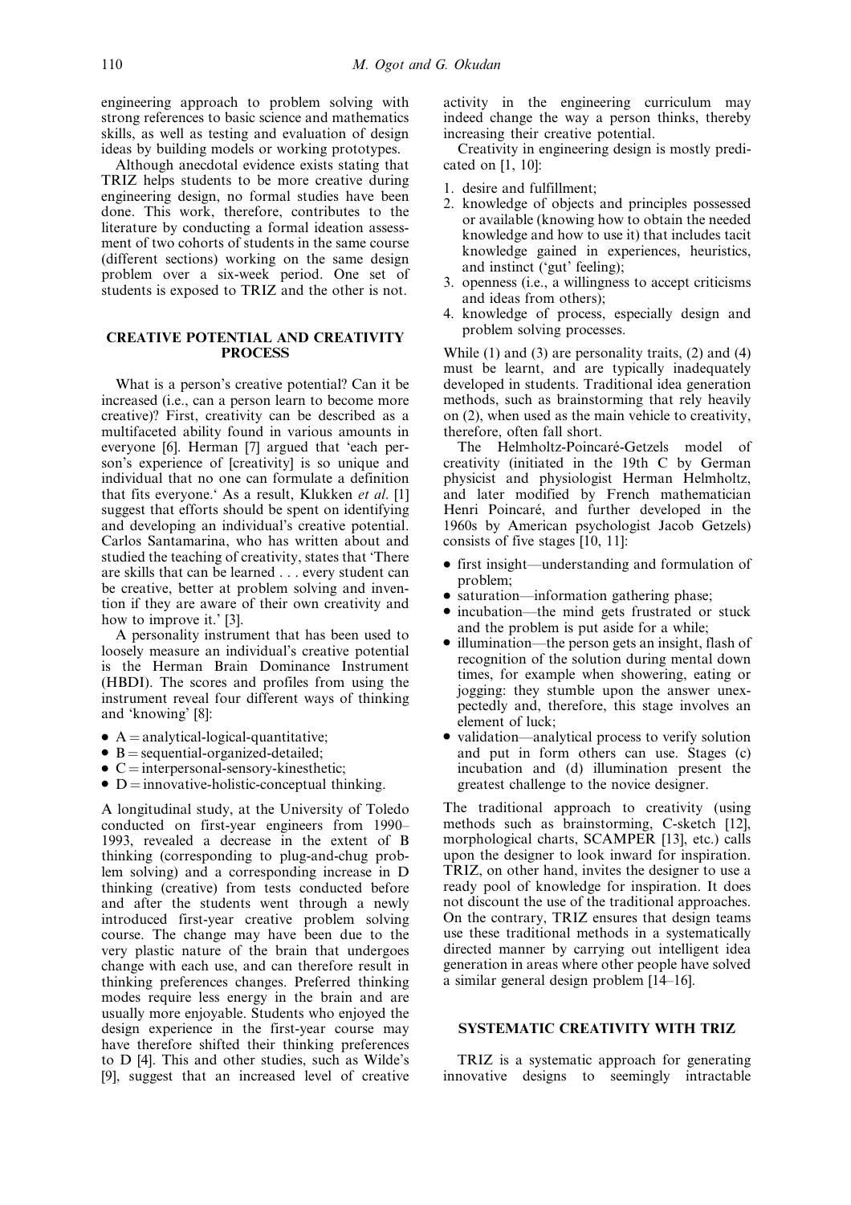engineering approach to problem solving with strong references to basic science and mathematics skills, as well as testing and evaluation of design ideas by building models or working prototypes.

Although anecdotal evidence exists stating that TRIZ helps students to be more creative during engineering design, no formal studies have been done. This work, therefore, contributes to the literature by conducting a formal ideation assessment of two cohorts of students in the same course (different sections) working on the same design problem over a six-week period. One set of students is exposed to TRIZ and the other is not.

## CREATIVE POTENTIAL AND CREATIVITY PROCESS

What is a person's creative potential? Can it be increased (i.e., can a person learn to become more creative)? First, creativity can be described as a multifaceted ability found in various amounts in everyone [6]. Herman [7] argued that 'each person's experience of [creativity] is so unique and individual that no one can formulate a definition that fits everyone.' As a result, Klukken *et al.* [1] suggest that efforts should be spent on identifying and developing an individual's creative potential. Carlos Santamarina, who has written about and studied the teaching of creativity, states that 'There are skills that can be learned . . . every student can be creative, better at problem solving and invention if they are aware of their own creativity and how to improve it.' [3].

A personality instrument that has been used to loosely measure an individual's creative potential is the Herman Brain Dominance Instrument (HBDI). The scores and profiles from using the instrument reveal four different ways of thinking and 'knowing' [8]:

- A = analytical-logical-quantitative;
- B = sequential-organized-detailed;
- C = interpersonal-sensory-kinesthetic;
- D = innovative-holistic-conceptual thinking.

A longitudinal study, at the University of Toledo conducted on first-year engineers from 1990–1993, revealed a decrease in the extent of B thinking (corresponding to plug-and-chug problem solving) and a corresponding increase in D thinking (creative) from tests conducted before and after the students went through a newly introduced first-year creative problem solving course. The change may have been due to the very plastic nature of the brain that undergoes change with each use, and can therefore result in thinking preferences changes. Preferred thinking modes require less energy in the brain and are usually more enjoyable. Students who enjoyed the design experience in the first-year course may have therefore shifted their thinking preferences to D [4]. This and other studies, such as Wilde's [9], suggest that an increased level of creative activity in the engineering curriculum may indeed change the way a person thinks, thereby increasing their creative potential.

Creativity in engineering design is mostly predicated on [1, 10]:

1. desire and fulfillment;
2. knowledge of objects and principles possessed or available (knowing how to obtain the needed knowledge and how to use it) that includes tacit knowledge gained in experiences, heuristics, and instinct ('gut' feeling);
3. openness (i.e., a willingness to accept criticisms and ideas from others);
4. knowledge of process, especially design and problem solving processes.

While (1) and (3) are personality traits, (2) and (4) must be learnt, and are typically inadequately developed in students. Traditional idea generation methods, such as brainstorming that rely heavily on (2), when used as the main vehicle to creativity, therefore, often fall short.

The Helmholtz-Poincaré-Getzels model of creativity (initiated in the 19th C by German physicist and physiologist Herman Helmholtz, and later modified by French mathematician Henri Poincaré, and further developed in the 1960s by American psychologist Jacob Getzels) consists of five stages [10, 11]:

- first insight—understanding and formulation of problem;
- saturation—information gathering phase;
- incubation—the mind gets frustrated or stuck and the problem is put aside for a while;
- illumination—the person gets an insight, flash of recognition of the solution during mental down times, for example when showering, eating or jogging: they stumble upon the answer unexpectedly and, therefore, this stage involves an element of luck;
- validation—analytical process to verify solution and put in form others can use. Stages (c) incubation and (d) illumination present the greatest challenge to the novice designer.

The traditional approach to creativity (using methods such as brainstorming, C-sketch [12], morphological charts, SCAMPER [13], etc.) calls upon the designer to look inward for inspiration. TRIZ, on other hand, invites the designer to use a ready pool of knowledge for inspiration. It does not discount the use of the traditional approaches. On the contrary, TRIZ ensures that design teams use these traditional methods in a systematically directed manner by carrying out intelligent idea generation in areas where other people have solved a similar general design problem [14–16].

## SYSTEMATIC CREATIVITY WITH TRIZ

TRIZ is a systematic approach for generating innovative designs to seemingly intractable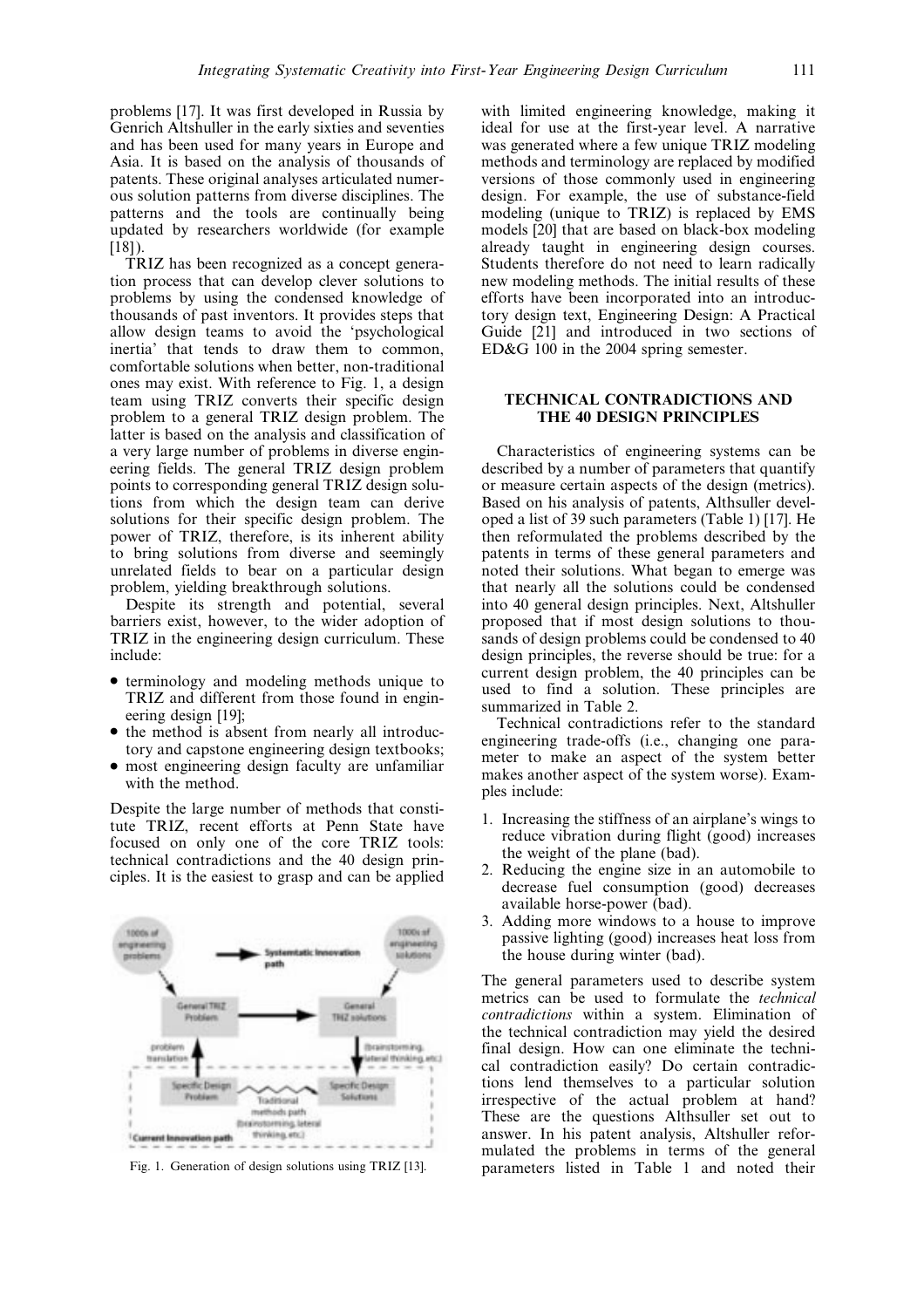problems [17]. It was first developed in Russia by Genrich Altshuller in the early sixties and seventies and has been used for many years in Europe and Asia. It is based on the analysis of thousands of patents. These original analyses articulated numerous solution patterns from diverse disciplines. The patterns and the tools are continually being updated by researchers worldwide (for example [18]).

TRIZ has been recognized as a concept generation process that can develop clever solutions to problems by using the condensed knowledge of thousands of past inventors. It provides steps that allow design teams to avoid the 'psychological inertia' that tends to draw them to common, comfortable solutions when better, non-traditional ones may exist. With reference to Fig. 1, a design team using TRIZ converts their specific design problem to a general TRIZ design problem. The latter is based on the analysis and classification of a very large number of problems in diverse engineering fields. The general TRIZ design problem points to corresponding general TRIZ design solutions from which the design team can derive solutions for their specific design problem. The power of TRIZ, therefore, is its inherent ability to bring solutions from diverse and seemingly unrelated fields to bear on a particular design problem, yielding breakthrough solutions.

Despite its strength and potential, several barriers exist, however, to the wider adoption of TRIZ in the engineering design curriculum. These include:

- terminology and modeling methods unique to TRIZ and different from those found in engineering design [19];
- the method is absent from nearly all introductory and capstone engineering design textbooks;
- most engineering design faculty are unfamiliar with the method.

Despite the large number of methods that constitute TRIZ, recent efforts at Penn State have focused on only one of the core TRIZ tools: technical contradictions and the 40 design principles. It is the easiest to grasp and can be applied with limited engineering knowledge, making it ideal for use at the first-year level. A narrative was generated where a few unique TRIZ modeling methods and terminology are replaced by modified versions of those commonly used in engineering design. For example, the use of substance-field modeling (unique to TRIZ) is replaced by EMS models [20] that are based on black-box modeling already taught in engineering design courses. Students therefore do not need to learn radically new modeling methods. The initial results of these efforts have been incorporated into an introductory design text, Engineering Design: A Practical Guide [21] and introduced in two sections of ED&G 100 in the 2004 spring semester.

Fig. 1. Generation of design solutions using TRIZ [13].

## TECHNICAL CONTRADICTIONS AND THE 40 DESIGN PRINCIPLES

Characteristics of engineering systems can be described by a number of parameters that quantify or measure certain aspects of the design (metrics). Based on his analysis of patents, Althsuller developed a list of 39 such parameters (Table 1) [17]. He then reformulated the problems described by the patents in terms of these general parameters and noted their solutions. What began to emerge was that nearly all the solutions could be condensed into 40 general design principles. Next, Altshuller proposed that if most design solutions to thousands of design problems could be condensed to 40 design principles, the reverse should be true: for a current design problem, the 40 principles can be used to find a solution. These principles are summarized in Table 2.

Technical contradictions refer to the standard engineering trade-offs (i.e., changing one parameter to make an aspect of the system better makes another aspect of the system worse). Examples include:

1. Increasing the stiffness of an airplane's wings to reduce vibration during flight (good) increases the weight of the plane (bad).
2. Reducing the engine size in an automobile to decrease fuel consumption (good) decreases available horse-power (bad).
3. Adding more windows to a house to improve passive lighting (good) increases heat loss from the house during winter (bad).

The general parameters used to describe system metrics can be used to formulate the *technical contradictions* within a system. Elimination of the technical contradiction may yield the desired final design. How can one eliminate the technical contradiction easily? Do certain contradictions lend themselves to a particular solution irrespective of the actual problem at hand? These are the questions Althsuller set out to answer. In his patent analysis, Althsuller reformulated the problems in terms of the general parameters listed in Table 1 and noted their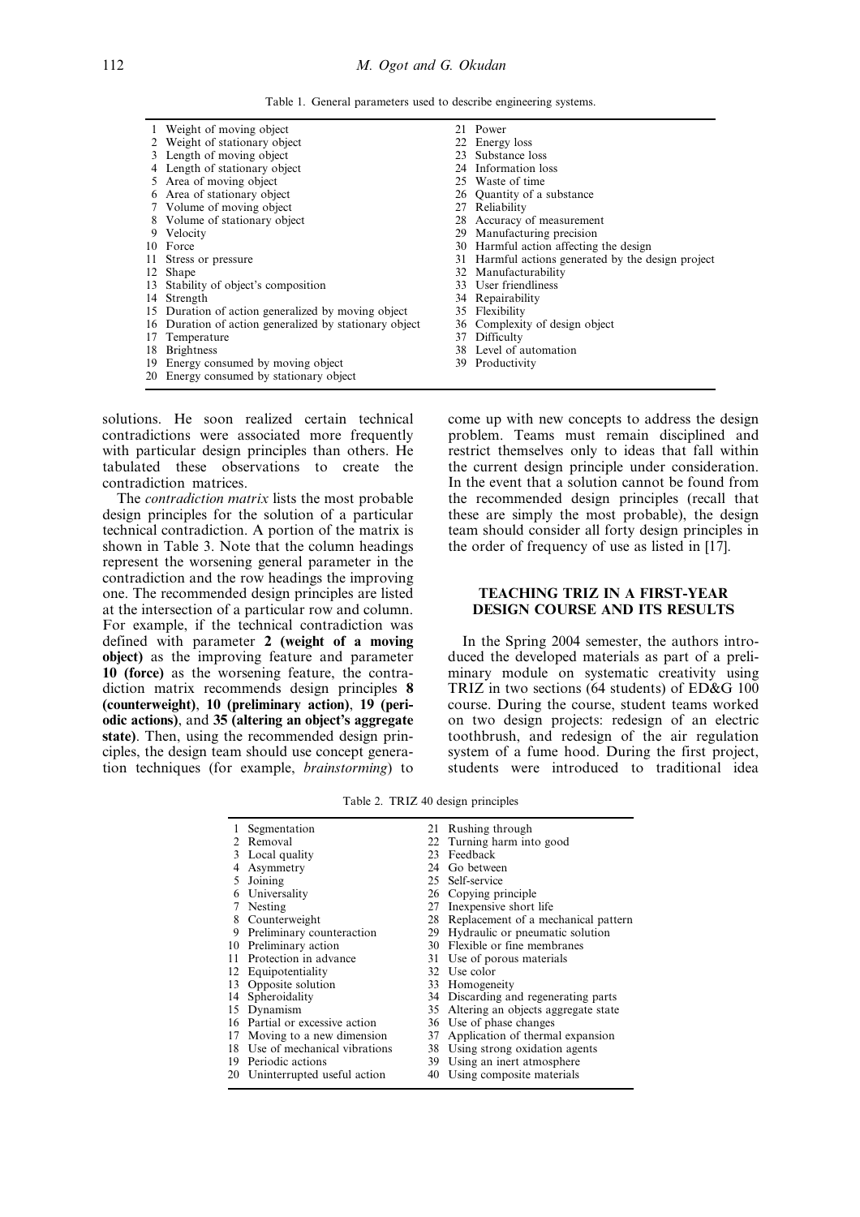Table 1. General parameters used to describe engineering systems.

| | | | |
|---|---|---|---|
| 1 | Weight of moving object | 21 | Power |
| 2 | Weight of stationary object | 22 | Energy loss |
| 3 | Length of moving object | 23 | Substance loss |
| 4 | Length of stationary object | 24 | Information loss |
| 5 | Area of moving object | 25 | Waste of time |
| 6 | Area of stationary object | 26 | Quantity of a substance |
| 7 | Volume of moving object | 27 | Reliability |
| 8 | Volume of stationary object | 28 | Accuracy of measurement |
| 9 | Velocity | 29 | Manufacturing precision |
| 10 | Force | 30 | Harmful action affecting the design |
| 11 | Stress or pressure | 31 | Harmful actions generated by the design project |
| 12 | Shape | 32 | Manufacturability |
| 13 | Stability of object's composition | 33 | User friendliness |
| 14 | Strength | 34 | Repairability |
| 15 | Duration of action generalized by moving object | 35 | Flexibility |
| 16 | Duration of action generalized by stationary object | 36 | Complexity of design object |
| 17 | Temperature | 37 | Difficulty |
| 18 | Brightness | 38 | Level of automation |
| 19 | Energy consumed by moving object | 39 | Productivity |
| 20 | Energy consumed by stationary object | | |

solutions. He soon realized certain technical contradictions were associated more frequently with particular design principles than others. He tabulated these observations to create the contradiction matrices.

The *contradiction matrix* lists the most probable design principles for the solution of a particular technical contradiction. A portion of the matrix is shown in Table 3. Note that the column headings represent the worsening general parameter in the contradiction and the row headings the improving one. The recommended design principles are listed at the intersection of a particular row and column. For example, if the technical contradiction was defined with parameter **2 (weight of a moving object)** as the improving feature and parameter **10 (force)** as the worsening feature, the contradiction matrix recommends design principles **8 (counterweight)**, **10 (preliminary action)**, **19 (periodic actions)**, and **35 (altering an object's aggregate state)**. Then, using the recommended design principles, the design team should use concept generation techniques (for example, *brainstorming*) to come up with new concepts to address the design problem. Teams must remain disciplined and restrict themselves only to ideas that fall within the current design principle under consideration. In the event that a solution cannot be found from the recommended design principles (recall that these are simply the most probable), the design team should consider all forty design principles in the order of frequency of use as listed in [17].

## TEACHING TRIZ IN A FIRST-YEAR DESIGN COURSE AND ITS RESULTS

In the Spring 2004 semester, the authors introduced the developed materials as part of a preliminary module on systematic creativity using TRIZ in two sections (64 students) of ED&G 100 course. During the course, student teams worked on two design projects: redesign of an electric toothbrush, and redesign of the air regulation system of a fume hood. During the first project, students were introduced to traditional idea

Table 2. TRIZ 40 design principles

| | | | |
|---|---|---|---|
| 1 | Segmentation | 21 | Rushing through |
| 2 | Removal | 22 | Turning harm into good |
| 3 | Local quality | 23 | Feedback |
| 4 | Asymmetry | 24 | Go between |
| 5 | Joining | 25 | Self-service |
| 6 | Universality | 26 | Copying principle |
| 7 | Nesting | 27 | Inexpensive short life |
| 8 | Counterweight | 28 | Replacement of a mechanical pattern |
| 9 | Preliminary counteraction | 29 | Hydraulic or pneumatic solution |
| 10 | Preliminary action | 30 | Flexible or fine membranes |
| 11 | Protection in advance | 31 | Use of porous materials |
| 12 | Equipotentiality | 32 | Use color |
| 13 | Opposite solution | 33 | Homogeneity |
| 14 | Spheroidality | 34 | Discarding and regenerating parts |
| 15 | Dynamism | 35 | Altering an objects aggregate state |
| 16 | Partial or excessive action | 36 | Use of phase changes |
| 17 | Moving to a new dimension | 37 | Application of thermal expansion |
| 18 | Use of mechanical vibrations | 38 | Using strong oxidation agents |
| 19 | Periodic actions | 39 | Using an inert atmosphere |
| 20 | Uninterrupted useful action | 40 | Using composite materials |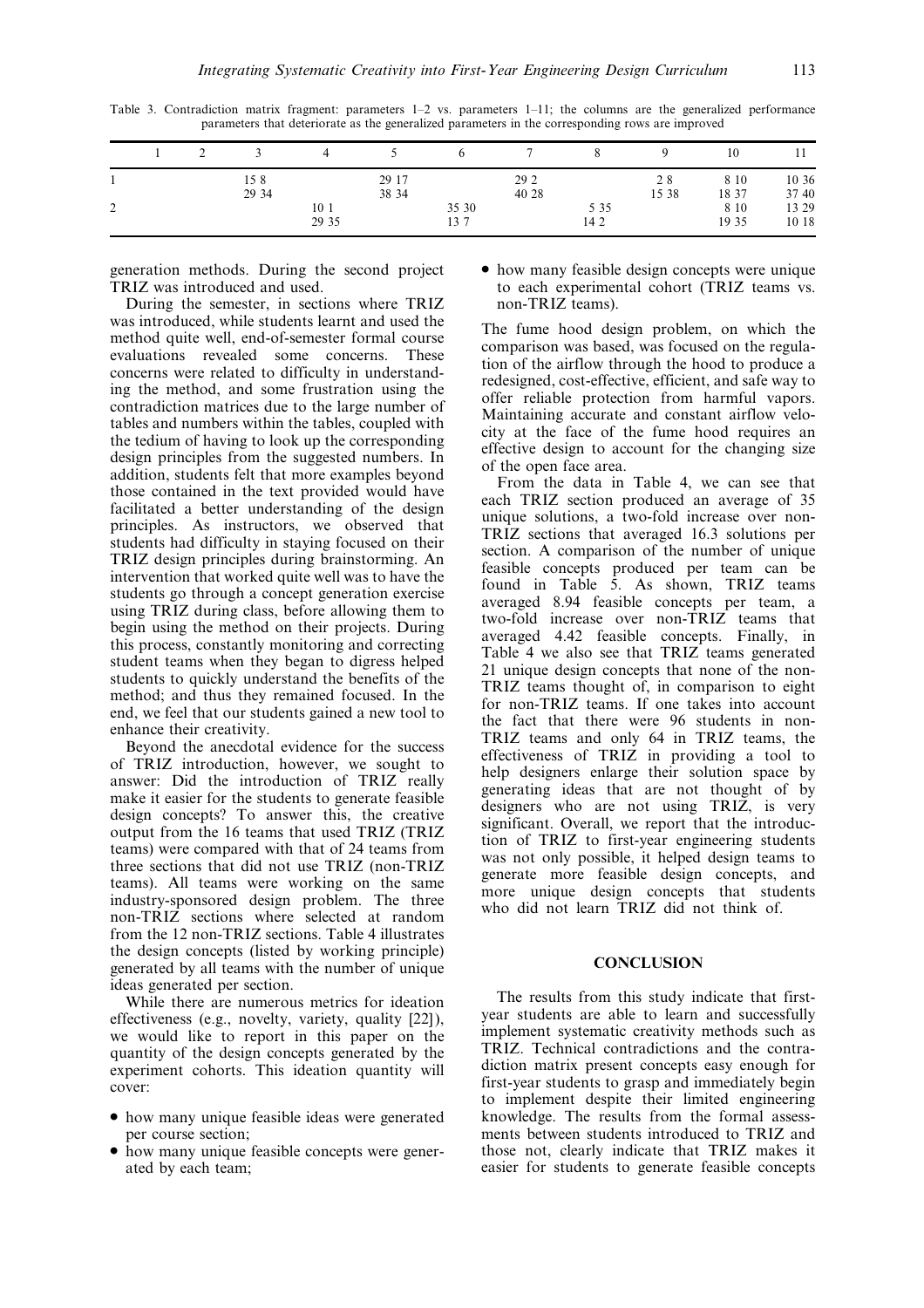Table 3. Contradiction matrix fragment: parameters 1–2 vs. parameters 1–11; the columns are the generalized performance parameters that deteriorate as the generalized parameters in the corresponding rows are improved

| | 1 | 2 | 3 | 4 | 5 | 6 | 7 | 8 | 9 | 10 | 11 |
|---|---|---|---|---|---|---|---|---|---|---|---|
| 1 | | | 15 8 29 34 | | 29 17 38 34 | | 29 2 40 28 | | 2 8 15 38 | 8 10 18 37 | 10 36 37 40 |
| 2 | | | | 10 1 29 35 | | 35 30 13 7 | | 5 35 14 2 | | 8 10 19 35 | 13 29 10 18 |

generation methods. During the second project TRIZ was introduced and used.

During the semester, in sections where TRIZ was introduced, while students learnt and used the method quite well, end-of-semester formal course evaluations revealed some concerns. These concerns were related to difficulty in understanding the method, and some frustration using the contradiction matrices due to the large number of tables and numbers within the tables, coupled with the tedium of having to look up the corresponding design principles from the suggested numbers. In addition, students felt that more examples beyond those contained in the text provided would have facilitated a better understanding of the design principles. As instructors, we observed that students had difficulty in staying focused on their TRIZ design principles during brainstorming. An intervention that worked quite well was to have the students go through a concept generation exercise using TRIZ during class, before allowing them to begin using the method on their projects. During this process, constantly monitoring and correcting student teams when they began to digress helped students to quickly understand the benefits of the method; and thus they remained focused. In the end, we feel that our students gained a new tool to enhance their creativity.

Beyond the anecdotal evidence for the success of TRIZ introduction, however, we sought to answer: Did the introduction of TRIZ really make it easier for the students to generate feasible design concepts? To answer this, the creative output from the 16 teams that used TRIZ (TRIZ teams) were compared with that of 24 teams from three sections that did not use TRIZ (non-TRIZ teams). All teams were working on the same industry-sponsored design problem. The three non-TRIZ sections where selected at random from the 12 non-TRIZ sections. Table 4 illustrates the design concepts (listed by working principle) generated by all teams with the number of unique ideas generated per section.

While there are numerous metrics for ideation effectiveness (e.g., novelty, variety, quality [22]), we would like to report in this paper on the quantity of the design concepts generated by the experiment cohorts. This ideation quantity will cover:

- how many unique feasible ideas were generated per course section;
- how many unique feasible concepts were generated by each team;
- how many feasible design concepts were unique to each experimental cohort (TRIZ teams vs. non-TRIZ teams).

The fume hood design problem, on which the comparison was based, was focused on the regulation of the airflow through the hood to produce a redesigned, cost-effective, efficient, and safe way to offer reliable protection from harmful vapors. Maintaining accurate and constant airflow velocity at the face of the fume hood requires an effective design to account for the changing size of the open face area.

From the data in Table 4, we can see that each TRIZ section produced an average of 35 unique solutions, a two-fold increase over non-TRIZ sections that averaged 16.3 solutions per section. A comparison of the number of unique feasible concepts produced per team can be found in Table 5. As shown, TRIZ teams averaged 8.94 feasible concepts per team, a two-fold increase over non-TRIZ teams that averaged 4.42 feasible concepts. Finally, in Table 4 we also see that TRIZ teams generated 21 unique design concepts that none of the non-TRIZ teams thought of, in comparison to eight for non-TRIZ teams. If one takes into account the fact that there were 96 students in non-TRIZ teams and only 64 in TRIZ teams, the effectiveness of TRIZ in providing a tool to help designers enlarge their solution space by generating ideas that are not thought of by designers who are not using TRIZ, is very significant. Overall, we report that the introduction of TRIZ to first-year engineering students was not only possible, it helped design teams to generate more feasible design concepts, and more unique design concepts that students who did not learn TRIZ did not think of.

## CONCLUSION

The results from this study indicate that first-year students are able to learn and successfully implement systematic creativity methods such as TRIZ. Technical contradictions and the contradiction matrix present concepts easy enough for first-year students to grasp and immediately begin to implement despite their limited engineering knowledge. The results from the formal assessments between students introduced to TRIZ and those not, clearly indicate that TRIZ makes it easier for students to generate feasible concepts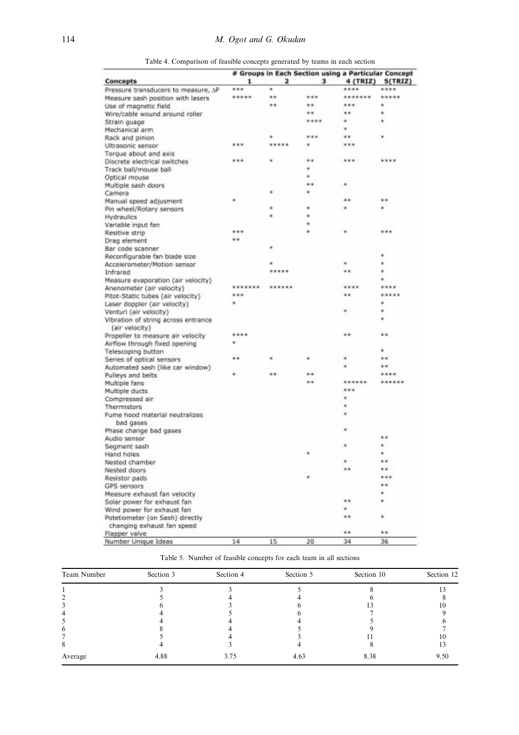Table 4. Comparison of feasible concepts generated by teams in each section

| Concepts | # Groups in Each Section using a Particular Concept | | | | |
|---|---|---|---|---|---|
| | 1 | 2 | 3 | 4 (TRIZ) | 5(TRIZ) |
| Pressure transducers to measure, ΔP | *** | * | | **** | **** |
| Measure sash position with lasers | ***** | ** | *** | ******* | ***** |
| Use of magnetic field | | ** | ** | *** | * |
| Wire/cable wound around roller | | | ** | ** | * |
| Strain guage | | | **** | * | * |
| Mechanical arm | | | | * | |
| Rack and pinion | | * | *** | ** | * |
| Ultrasonic sensor | *** | ***** | * | *** | |
| Torque about and axis | | | | | |
| Discrete electrical switches | *** | * | ** | *** | **** |
| Track ball/mouse ball | | | * | | |
| Optical mouse | | | * | | |
| Multiple sash doors | | | ** | * | |
| Camera | | * | * | | |
| Manual speed adjusment | * | | | ** | ** |
| Pin wheel/Rotary sensors | | * | * | * | * |
| Hydraulics | | * | * | | |
| Variable input fan | | | * | | |
| Resitive strip | *** | | * | * | *** |
| Drag element | ** | | | | |
| Bar code scanner | | * | | | |
| Reconfigurable fan blade size | | | | | * |
| Accelerometer/Motion sensor | | * | | * | * |
| Infrared | | ***** | | ** | * |
| Measure evaporation (air velocity) | | | | | * |
| Anenometer (air velocity) | ******* | ****** | | **** | **** |
| Pitot-Static tubes (air velocity) | *** | | | ** | ***** |
| Laser doppler (air velocity) | * | | | | * |
| Venturi (air velocity) | | | | * | * |
| Vibration of string across entrance (air velocity) | | | | | * |
| Propeller to measure air velocity | **** | | | ** | ** |
| Airflow through fixed opening | * | | | | |
| Telescoping button | | | | | * |
| Series of optical sensors | ** | * | * | * | ** |
| Automated sash (like car window) | | | | * | ** |
| Pulleys and belts | * | ** | ** | | **** |
| Multiple fans | | | ** | ****** | ****** |
| Multiple ducts | | | | *** | |
| Compressed air | | | | * | |
| Thermistors | | | | * | |
| Fume hood material neutralizes bad gases | | | | * | |
| Phase change bad gases | | | | * | |
| Audio sensor | | | | | ** |
| Segment sash | | | | * | * |
| Hand holes | | | * | | * |
| Nested chamber | | | | * | ** |
| Nested doors | | | | ** | ** |
| Resistor pads | | | * | | *** |
| GPS sensors | | | | | ** |
| Measure exhaust fan velocity | | | | | * |
| Solar power for exhaust fan | | | | ** | * |
| Wind power for exhaust fan | | | | * | |
| Potetiometer (on Sash) directly changing exhaust fan speed | | | | ** | * |
| Flapper valve | | | | ** | ** |
| Number Unique Ideas | 14 | 15 | 20 | 34 | 36 |

Table 5. Number of feasible concepts for each team in all sections

| Team Number | Section 3 | Section 4 | Section 5 | Section 10 | Section 12 |
|---|---|---|---|---|---|
| 1 | 3 | 3 | 5 | 8 | 13 |
| 2 | 5 | 4 | 4 | 6 | 8 |
| 3 | 6 | 3 | 6 | 13 | 10 |
| 4 | 4 | 5 | 6 | 7 | 9 |
| 5 | 4 | 4 | 4 | 5 | 6 |
| 6 | 8 | 4 | 5 | 9 | 7 |
| 7 | 5 | 4 | 3 | 11 | 10 |
| 8 | 4 | 3 | 4 | 8 | 13 |
| Average | 4.88 | 3.75 | 4.63 | 8.38 | 9.50 |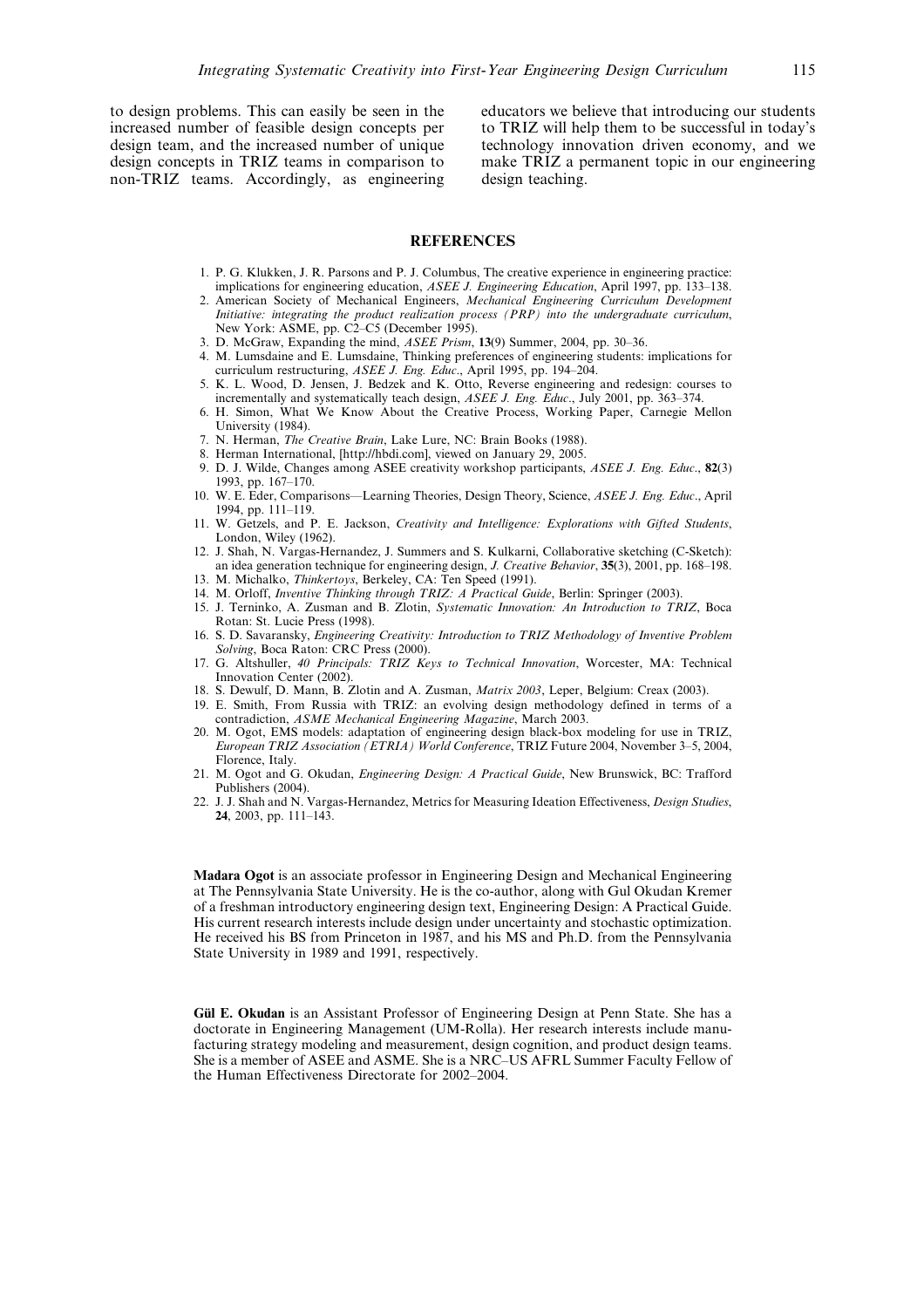to design problems. This can easily be seen in the increased number of feasible design concepts per design team, and the increased number of unique design concepts in TRIZ teams in comparison to non-TRIZ teams. Accordingly, as engineering educators we believe that introducing our students to TRIZ will help them to be successful in today's technology innovation driven economy, and we make TRIZ a permanent topic in our engineering design teaching.

## REFERENCES

1. P. G. Klukken, J. R. Parsons and P. J. Columbus, The creative experience in engineering practice: implications for engineering education, *ASEE J. Engineering Education*, April 1997, pp. 133–138.
2. American Society of Mechanical Engineers, *Mechanical Engineering Curriculum Development Initiative: integrating the product realization process (PRP) into the undergraduate curriculum*, New York: ASME, pp. C2–C5 (December 1995).
3. D. McGraw, Expanding the mind, *ASEE Prism*, **13**(9) Summer, 2004, pp. 30–36.
4. M. Lumsdaine and E. Lumsdaine, Thinking preferences of engineering students: implications for curriculum restructuring, *ASEE J. Eng. Educ*., April 1995, pp. 194–204.
5. K. L. Wood, D. Jensen, J. Bedzek and K. Otto, Reverse engineering and redesign: courses to incrementally and systematically teach design, *ASEE J. Eng. Educ*., July 2001, pp. 363–374.
6. H. Simon, What We Know About the Creative Process, Working Paper, Carnegie Mellon University (1984).
7. N. Herman, *The Creative Brain*, Lake Lure, NC: Brain Books (1988).
8. Herman International, [http://hbdi.com], viewed on January 29, 2005.
9. D. J. Wilde, Changes among ASEE creativity workshop participants, *ASEE J. Eng. Educ*., **82**(3) 1993, pp. 167–170.
10. W. E. Eder, Comparisons—Learning Theories, Design Theory, Science, *ASEE J. Eng. Educ*., April 1994, pp. 111–119.
11. W. Getzels, and P. E. Jackson, *Creativity and Intelligence: Explorations with Gifted Students*, London, Wiley (1962).
12. J. Shah, N. Vargas-Hernandez, J. Summers and S. Kulkarni, Collaborative sketching (C-Sketch): an idea generation technique for engineering design, *J. Creative Behavior*, **35**(3), 2001, pp. 168–198.
13. M. Michalko, *Thinkertoys*, Berkeley, CA: Ten Speed (1991).
14. M. Orloff, *Inventive Thinking through TRIZ: A Practical Guide*, Berlin: Springer (2003).
15. J. Terninko, A. Zusman and B. Zlotin, *Systematic Innovation: An Introduction to TRIZ*, Boca Rotan: St. Lucie Press (1998).
16. S. D. Savaransky, *Engineering Creativity: Introduction to TRIZ Methodology of Inventive Problem Solving*, Boca Raton: CRC Press (2000).
17. G. Altshuller, *40 Principals: TRIZ Keys to Technical Innovation*, Worcester, MA: Technical Innovation Center (2002).
18. S. Dewulf, D. Mann, B. Zlotin and A. Zusman, *Matrix 2003*, Leper, Belgium: Creax (2003).
19. E. Smith, From Russia with TRIZ: an evolving design methodology defined in terms of a contradiction, *ASME Mechanical Engineering Magazine*, March 2003.
20. M. Ogot, EMS models: adaptation of engineering design black-box modeling for use in TRIZ, *European TRIZ Association (ETRIA) World Conference*, TRIZ Future 2004, November 3–5, 2004, Florence, Italy.
21. M. Ogot and G. Okudan, *Engineering Design: A Practical Guide*, New Brunswick, BC: Trafford Publishers (2004).
22. J. J. Shah and N. Vargas-Hernandez, Metrics for Measuring Ideation Effectiveness, *Design Studies*, **24**, 2003, pp. 111–143.

**Madara Ogot** is an associate professor in Engineering Design and Mechanical Engineering at The Pennsylvania State University. He is the co-author, along with Gul Okudan Kremer of a freshman introductory engineering design text, Engineering Design: A Practical Guide. His current research interests include design under uncertainty and stochastic optimization. He received his BS from Princeton in 1987, and his MS and Ph.D. from the Pennsylvania State University in 1989 and 1991, respectively.

**Gül E. Okudan** is an Assistant Professor of Engineering Design at Penn State. She has a doctorate in Engineering Management (UM-Rolla). Her research interests include manufacturing strategy modeling and measurement, design cognition, and product design teams. She is a member of ASEE and ASME. She is a NRC–US AFRL Summer Faculty Fellow of the Human Effectiveness Directorate for 2002–2004.